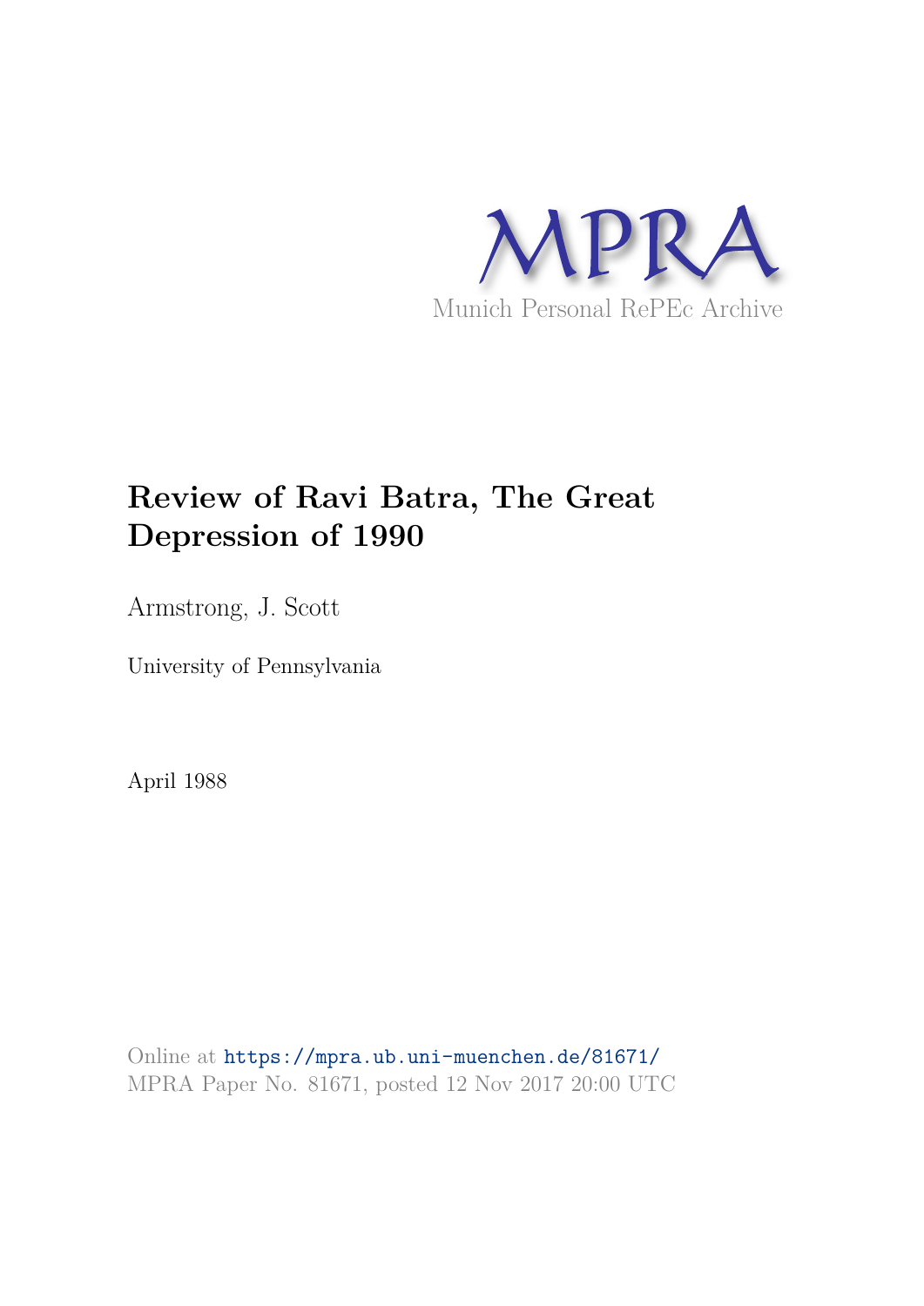MPRA

Munich Personal RePEc Archive

# Review of Ravi Batra, The Great Depression of 1990

Armstrong, J. Scott

University of Pennsylvania

April 1988

Online at https://mpra.ub.uni-muenchen.de/81671/
MPRA Paper No. 81671, posted 12 Nov 2017 20:00 UTC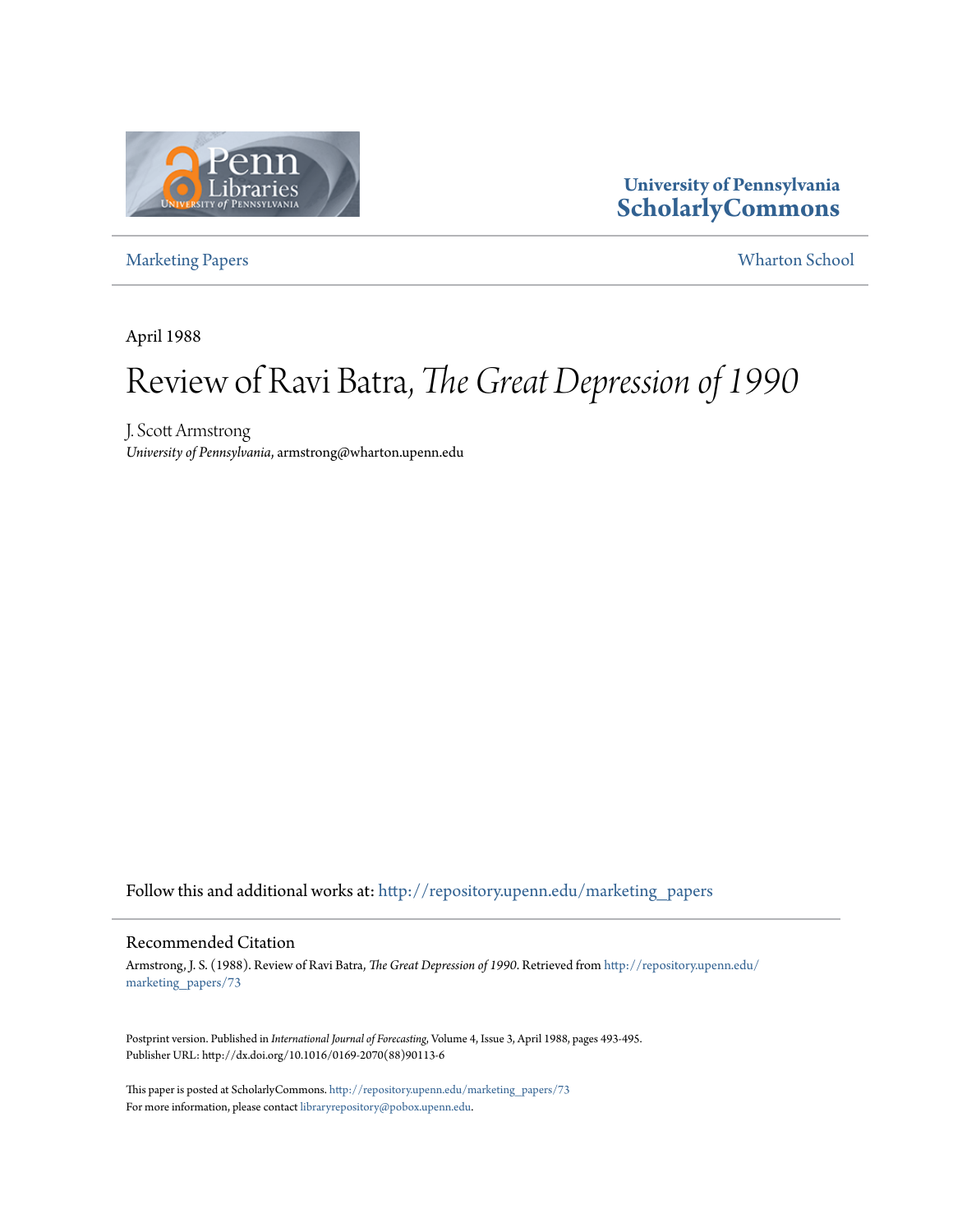University of Pennsylvania
ScholarlyCommons

Marketing Papers

Wharton School

April 1988

# Review of Ravi Batra, *The Great Depression of 1990*

J. Scott Armstrong
*University of Pennsylvania*, armstrong@wharton.upenn.edu

Follow this and additional works at: http://repository.upenn.edu/marketing_papers

## Recommended Citation

Armstrong, J. S. (1988). Review of Ravi Batra, *The Great Depression of 1990*. Retrieved from http://repository.upenn.edu/marketing_papers/73

Postprint version. Published in *International Journal of Forecasting*, Volume 4, Issue 3, April 1988, pages 493-495.
Publisher URL: http://dx.doi.org/10.1016/0169-2070(88)90113-6

This paper is posted at ScholarlyCommons. http://repository.upenn.edu/marketing_papers/73
For more information, please contact libraryrepository@pobox.upenn.edu.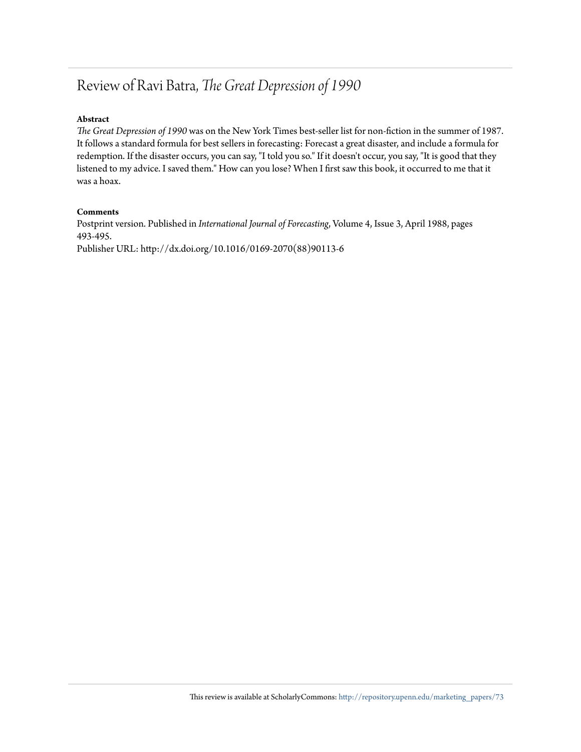# Review of Ravi Batra, *The Great Depression of 1990*

**Abstract**

*The Great Depression of 1990* was on the New York Times best-seller list for non-fiction in the summer of 1987. It follows a standard formula for best sellers in forecasting: Forecast a great disaster, and include a formula for redemption. If the disaster occurs, you can say, "I told you so." If it doesn't occur, you say, "It is good that they listened to my advice. I saved them." How can you lose? When I first saw this book, it occurred to me that it was a hoax.

**Comments**

Postprint version. Published in *International Journal of Forecasting*, Volume 4, Issue 3, April 1988, pages 493-495.
Publisher URL: http://dx.doi.org/10.1016/0169-2070(88)90113-6

This review is available at ScholarlyCommons: http://repository.upenn.edu/marketing_papers/73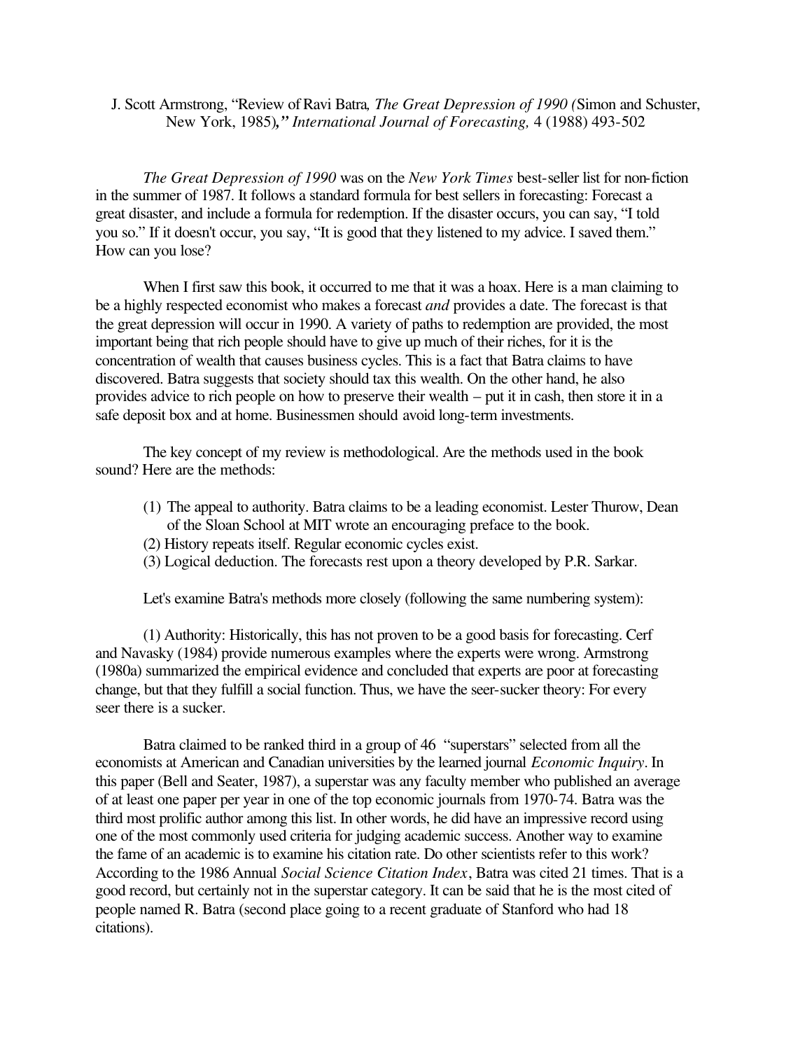J. Scott Armstrong, "Review of Ravi Batra, *The Great Depression of 1990 (*Simon and Schuster, New York, 1985)*," International Journal of Forecasting,* 4 (1988) 493-502

*The Great Depression of 1990* was on the *New York Times* best-seller list for non-fiction in the summer of 1987. It follows a standard formula for best sellers in forecasting: Forecast a great disaster, and include a formula for redemption. If the disaster occurs, you can say, "I told you so." If it doesn't occur, you say, "It is good that they listened to my advice. I saved them." How can you lose?

When I first saw this book, it occurred to me that it was a hoax. Here is a man claiming to be a highly respected economist who makes a forecast *and* provides a date. The forecast is that the great depression will occur in 1990. A variety of paths to redemption are provided, the most important being that rich people should have to give up much of their riches, for it is the concentration of wealth that causes business cycles. This is a fact that Batra claims to have discovered. Batra suggests that society should tax this wealth. On the other hand, he also provides advice to rich people on how to preserve their wealth – put it in cash, then store it in a safe deposit box and at home. Businessmen should avoid long-term investments.

The key concept of my review is methodological. Are the methods used in the book sound? Here are the methods:

(1) The appeal to authority. Batra claims to be a leading economist. Lester Thurow, Dean of the Sloan School at MIT wrote an encouraging preface to the book.
(2) History repeats itself. Regular economic cycles exist.
(3) Logical deduction. The forecasts rest upon a theory developed by P.R. Sarkar.

Let's examine Batra's methods more closely (following the same numbering system):

(1) Authority: Historically, this has not proven to be a good basis for forecasting. Cerf and Navasky (1984) provide numerous examples where the experts were wrong. Armstrong (1980a) summarized the empirical evidence and concluded that experts are poor at forecasting change, but that they fulfill a social function. Thus, we have the seer-sucker theory: For every seer there is a sucker.

Batra claimed to be ranked third in a group of 46 "superstars" selected from all the economists at American and Canadian universities by the learned journal *Economic Inquiry*. In this paper (Bell and Seater, 1987), a superstar was any faculty member who published an average of at least one paper per year in one of the top economic journals from 1970-74. Batra was the third most prolific author among this list. In other words, he did have an impressive record using one of the most commonly used criteria for judging academic success. Another way to examine the fame of an academic is to examine his citation rate. Do other scientists refer to this work? According to the 1986 Annual *Social Science Citation Index*, Batra was cited 21 times. That is a good record, but certainly not in the superstar category. It can be said that he is the most cited of people named R. Batra (second place going to a recent graduate of Stanford who had 18 citations).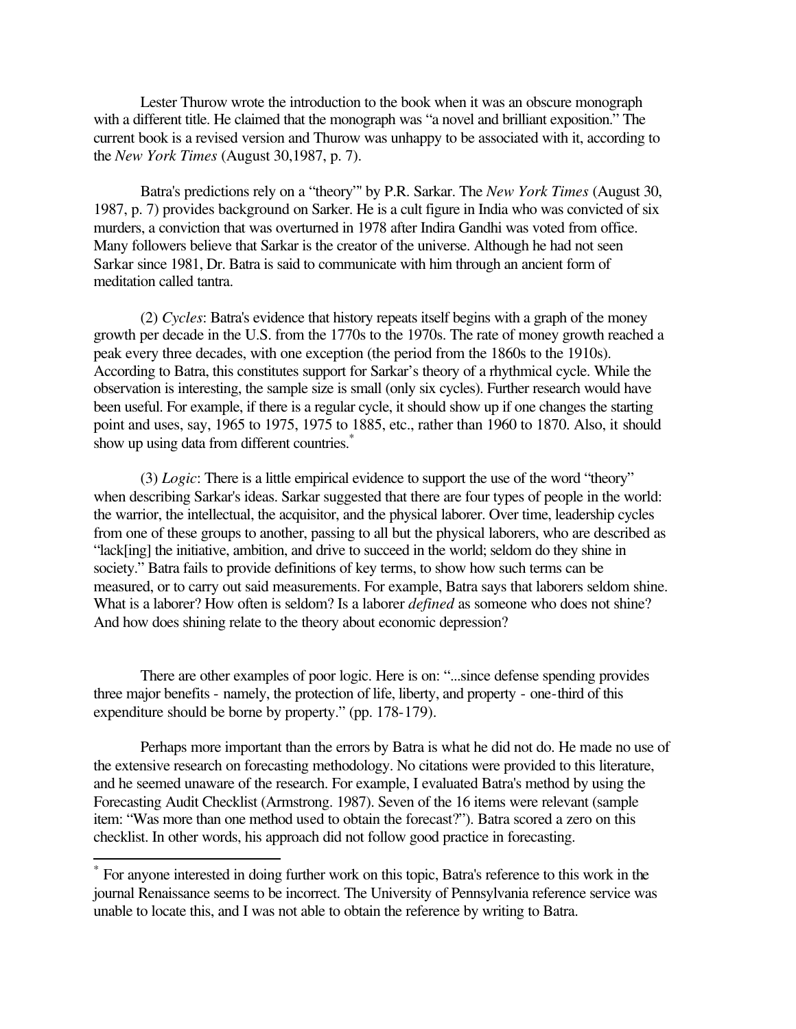Lester Thurow wrote the introduction to the book when it was an obscure monograph with a different title. He claimed that the monograph was "a novel and brilliant exposition." The current book is a revised version and Thurow was unhappy to be associated with it, according to the *New York Times* (August 30,1987, p. 7).

Batra's predictions rely on a "theory"' by P.R. Sarkar. The *New York Times* (August 30, 1987, p. 7) provides background on Sarker. He is a cult figure in India who was convicted of six murders, a conviction that was overturned in 1978 after Indira Gandhi was voted from office. Many followers believe that Sarkar is the creator of the universe. Although he had not seen Sarkar since 1981, Dr. Batra is said to communicate with him through an ancient form of meditation called tantra.

(2) *Cycles*: Batra's evidence that history repeats itself begins with a graph of the money growth per decade in the U.S. from the 1770s to the 1970s. The rate of money growth reached a peak every three decades, with one exception (the period from the 1860s to the 1910s). According to Batra, this constitutes support for Sarkar's theory of a rhythmical cycle. While the observation is interesting, the sample size is small (only six cycles). Further research would have been useful. For example, if there is a regular cycle, it should show up if one changes the starting point and uses, say, 1965 to 1975, 1975 to 1885, etc., rather than 1960 to 1870. Also, it should show up using data from different countries.*

(3) *Logic*: There is a little empirical evidence to support the use of the word "theory" when describing Sarkar's ideas. Sarkar suggested that there are four types of people in the world: the warrior, the intellectual, the acquisitor, and the physical laborer. Over time, leadership cycles from one of these groups to another, passing to all but the physical laborers, who are described as "lack[ing] the initiative, ambition, and drive to succeed in the world; seldom do they shine in society." Batra fails to provide definitions of key terms, to show how such terms can be measured, or to carry out said measurements. For example, Batra says that laborers seldom shine. What is a laborer? How often is seldom? Is a laborer *defined* as someone who does not shine? And how does shining relate to the theory about economic depression?

There are other examples of poor logic. Here is on: "...since defense spending provides three major benefits - namely, the protection of life, liberty, and property - one-third of this expenditure should be borne by property." (pp. 178-179).

Perhaps more important than the errors by Batra is what he did not do. He made no use of the extensive research on forecasting methodology. No citations were provided to this literature, and he seemed unaware of the research. For example, I evaluated Batra's method by using the Forecasting Audit Checklist (Armstrong. 1987). Seven of the 16 items were relevant (sample item: "Was more than one method used to obtain the forecast?"). Batra scored a zero on this checklist. In other words, his approach did not follow good practice in forecasting.

---

* For anyone interested in doing further work on this topic, Batra's reference to this work in the journal Renaissance seems to be incorrect. The University of Pennsylvania reference service was unable to locate this, and I was not able to obtain the reference by writing to Batra.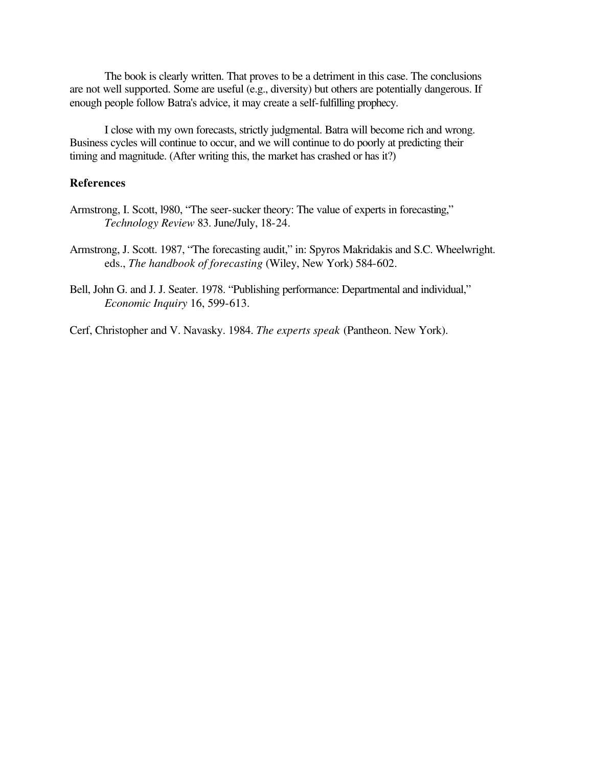The book is clearly written. That proves to be a detriment in this case. The conclusions are not well supported. Some are useful (e.g., diversity) but others are potentially dangerous. If enough people follow Batra's advice, it may create a self-fulfilling prophecy.

I close with my own forecasts, strictly judgmental. Batra will become rich and wrong. Business cycles will continue to occur, and we will continue to do poorly at predicting their timing and magnitude. (After writing this, the market has crashed or has it?)

## References

Armstrong, I. Scott, l980, "The seer-sucker theory: The value of experts in forecasting," *Technology Review* 83. June/July, 18-24.

Armstrong, J. Scott. 1987, "The forecasting audit," in: Spyros Makridakis and S.C. Wheelwright. eds., *The handbook of forecasting* (Wiley, New York) 584-602.

Bell, John G. and J. J. Seater. 1978. "Publishing performance: Departmental and individual," *Economic Inquiry* 16, 599-613.

Cerf, Christopher and V. Navasky. 1984. *The experts speak* (Pantheon. New York).